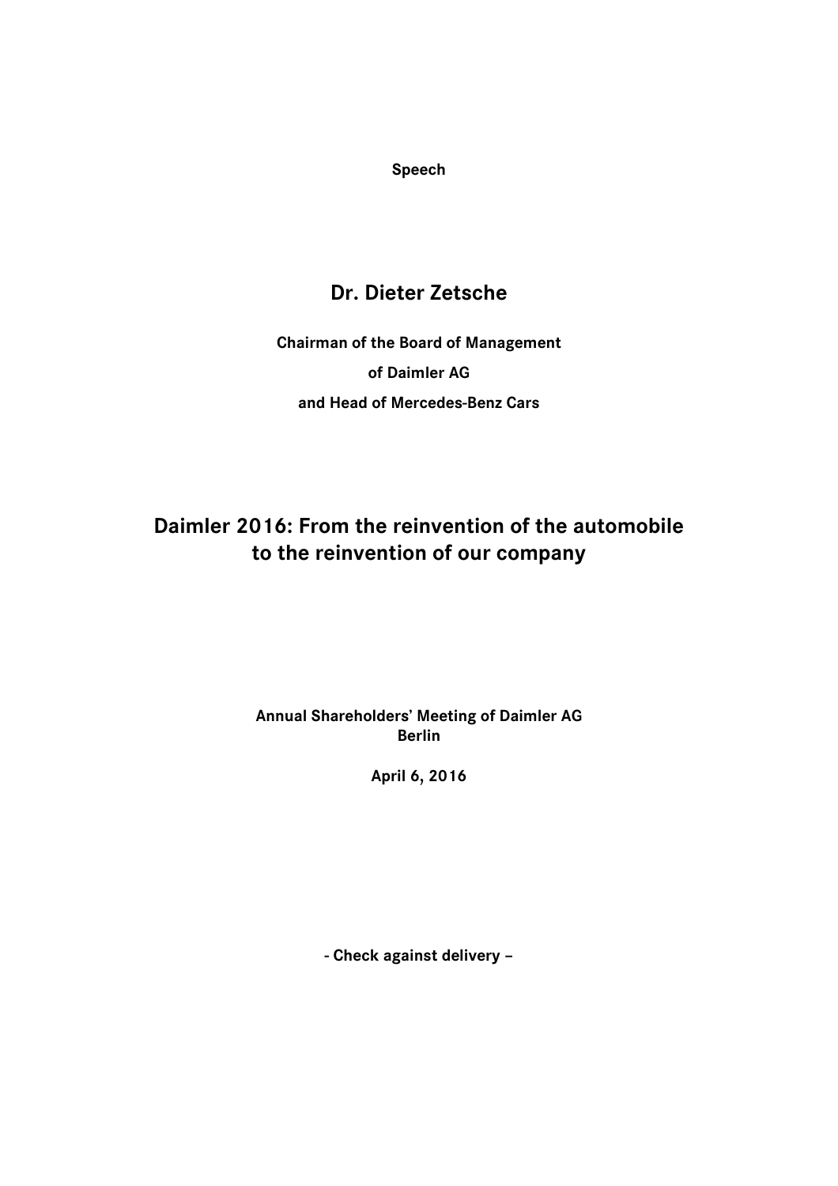**Speech**

## Dr. Dieter Zetsche

**Chairman of the Board of Management**

**of Daimler AG**

**and Head of Mercedes-Benz Cars**

# Daimler 2016: From the reinvention of the automobile to the reinvention of our company

**Annual Shareholders' Meeting of Daimler AG**
**Berlin**

**April 6, 2016**

**- Check against delivery –**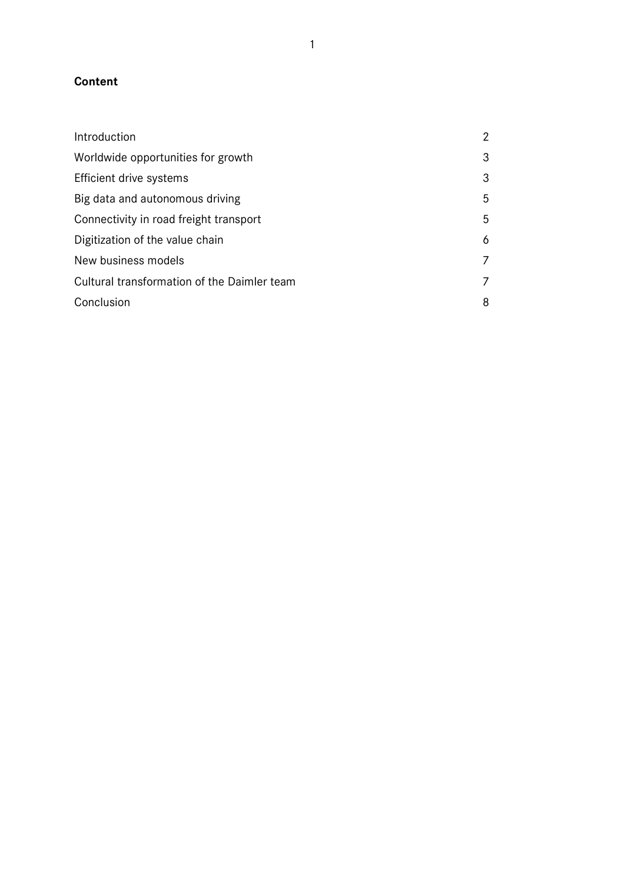**Content**

| | |
|---|---|
| Introduction | 2 |
| Worldwide opportunities for growth | 3 |
| Efficient drive systems | 3 |
| Big data and autonomous driving | 5 |
| Connectivity in road freight transport | 5 |
| Digitization of the value chain | 6 |
| New business models | 7 |
| Cultural transformation of the Daimler team | 7 |
| Conclusion | 8 |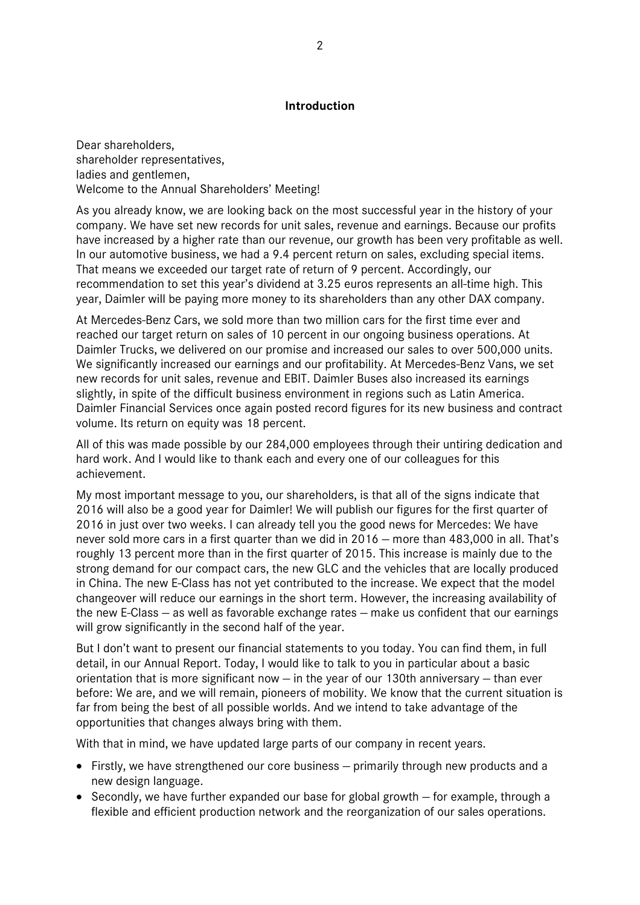## Introduction

Dear shareholders,
shareholder representatives,
ladies and gentlemen,
Welcome to the Annual Shareholders' Meeting!

As you already know, we are looking back on the most successful year in the history of your company. We have set new records for unit sales, revenue and earnings. Because our profits have increased by a higher rate than our revenue, our growth has been very profitable as well. In our automotive business, we had a 9.4 percent return on sales, excluding special items. That means we exceeded our target rate of return of 9 percent. Accordingly, our recommendation to set this year's dividend at 3.25 euros represents an all-time high. This year, Daimler will be paying more money to its shareholders than any other DAX company.

At Mercedes-Benz Cars, we sold more than two million cars for the first time ever and reached our target return on sales of 10 percent in our ongoing business operations. At Daimler Trucks, we delivered on our promise and increased our sales to over 500,000 units. We significantly increased our earnings and our profitability. At Mercedes-Benz Vans, we set new records for unit sales, revenue and EBIT. Daimler Buses also increased its earnings slightly, in spite of the difficult business environment in regions such as Latin America. Daimler Financial Services once again posted record figures for its new business and contract volume. Its return on equity was 18 percent.

All of this was made possible by our 284,000 employees through their untiring dedication and hard work. And I would like to thank each and every one of our colleagues for this achievement.

My most important message to you, our shareholders, is that all of the signs indicate that 2016 will also be a good year for Daimler! We will publish our figures for the first quarter of 2016 in just over two weeks. I can already tell you the good news for Mercedes: We have never sold more cars in a first quarter than we did in 2016 – more than 483,000 in all. That's roughly 13 percent more than in the first quarter of 2015. This increase is mainly due to the strong demand for our compact cars, the new GLC and the vehicles that are locally produced in China. The new E-Class has not yet contributed to the increase. We expect that the model changeover will reduce our earnings in the short term. However, the increasing availability of the new E-Class – as well as favorable exchange rates – make us confident that our earnings will grow significantly in the second half of the year.

But I don't want to present our financial statements to you today. You can find them, in full detail, in our Annual Report. Today, I would like to talk to you in particular about a basic orientation that is more significant now – in the year of our 130th anniversary – than ever before: We are, and we will remain, pioneers of mobility. We know that the current situation is far from being the best of all possible worlds. And we intend to take advantage of the opportunities that changes always bring with them.

With that in mind, we have updated large parts of our company in recent years.

- Firstly, we have strengthened our core business – primarily through new products and a new design language.
- Secondly, we have further expanded our base for global growth – for example, through a flexible and efficient production network and the reorganization of our sales operations.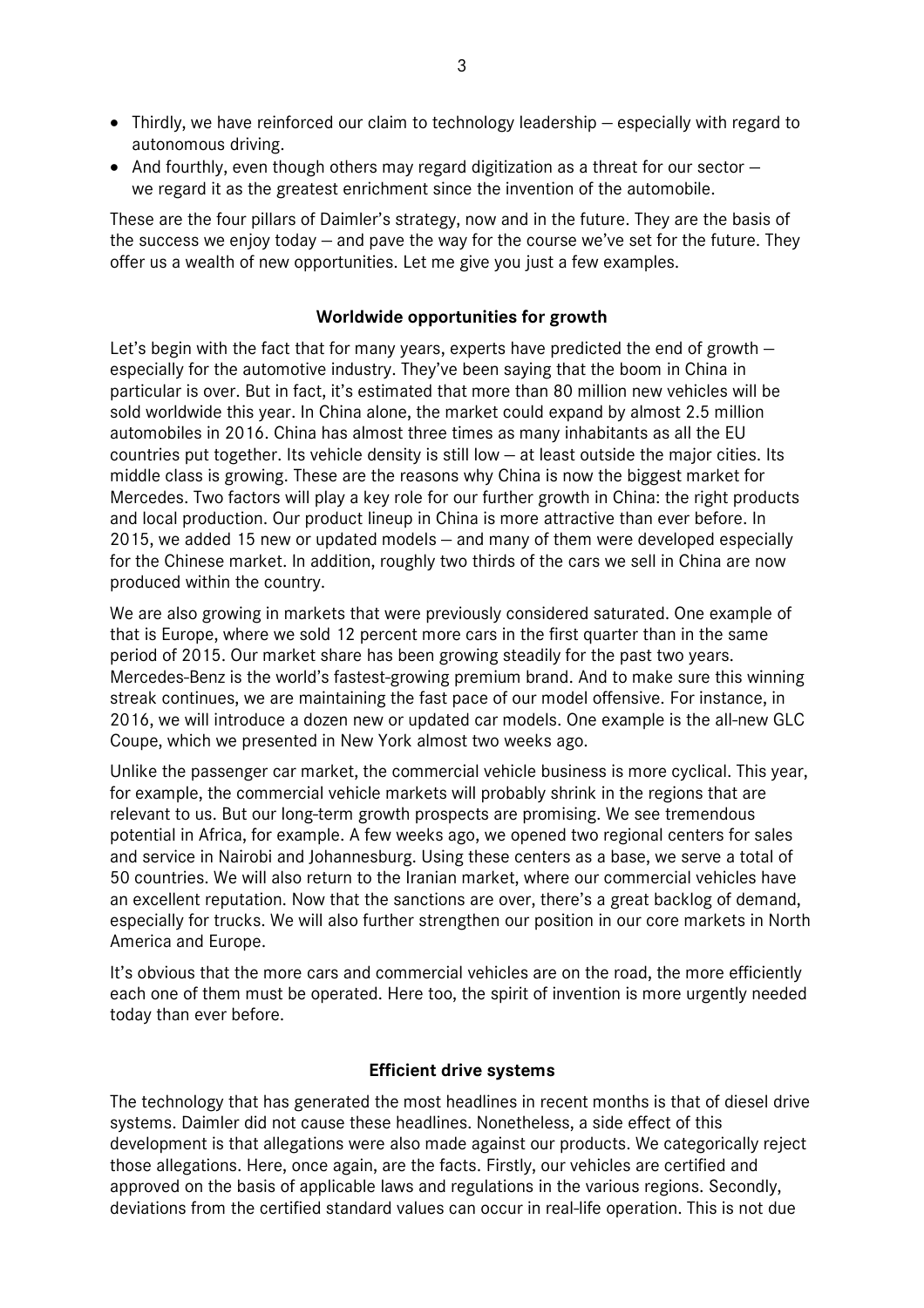- Thirdly, we have reinforced our claim to technology leadership – especially with regard to autonomous driving.
- And fourthly, even though others may regard digitization as a threat for our sector – we regard it as the greatest enrichment since the invention of the automobile.

These are the four pillars of Daimler's strategy, now and in the future. They are the basis of the success we enjoy today – and pave the way for the course we've set for the future. They offer us a wealth of new opportunities. Let me give you just a few examples.

## Worldwide opportunities for growth

Let's begin with the fact that for many years, experts have predicted the end of growth – especially for the automotive industry. They've been saying that the boom in China in particular is over. But in fact, it's estimated that more than 80 million new vehicles will be sold worldwide this year. In China alone, the market could expand by almost 2.5 million automobiles in 2016. China has almost three times as many inhabitants as all the EU countries put together. Its vehicle density is still low – at least outside the major cities. Its middle class is growing. These are the reasons why China is now the biggest market for Mercedes. Two factors will play a key role for our further growth in China: the right products and local production. Our product lineup in China is more attractive than ever before. In 2015, we added 15 new or updated models – and many of them were developed especially for the Chinese market. In addition, roughly two thirds of the cars we sell in China are now produced within the country.

We are also growing in markets that were previously considered saturated. One example of that is Europe, where we sold 12 percent more cars in the first quarter than in the same period of 2015. Our market share has been growing steadily for the past two years. Mercedes-Benz is the world's fastest-growing premium brand. And to make sure this winning streak continues, we are maintaining the fast pace of our model offensive. For instance, in 2016, we will introduce a dozen new or updated car models. One example is the all-new GLC Coupe, which we presented in New York almost two weeks ago.

Unlike the passenger car market, the commercial vehicle business is more cyclical. This year, for example, the commercial vehicle markets will probably shrink in the regions that are relevant to us. But our long-term growth prospects are promising. We see tremendous potential in Africa, for example. A few weeks ago, we opened two regional centers for sales and service in Nairobi and Johannesburg. Using these centers as a base, we serve a total of 50 countries. We will also return to the Iranian market, where our commercial vehicles have an excellent reputation. Now that the sanctions are over, there's a great backlog of demand, especially for trucks. We will also further strengthen our position in our core markets in North America and Europe.

It's obvious that the more cars and commercial vehicles are on the road, the more efficiently each one of them must be operated. Here too, the spirit of invention is more urgently needed today than ever before.

## Efficient drive systems

The technology that has generated the most headlines in recent months is that of diesel drive systems. Daimler did not cause these headlines. Nonetheless, a side effect of this development is that allegations were also made against our products. We categorically reject those allegations. Here, once again, are the facts. Firstly, our vehicles are certified and approved on the basis of applicable laws and regulations in the various regions. Secondly, deviations from the certified standard values can occur in real-life operation. This is not due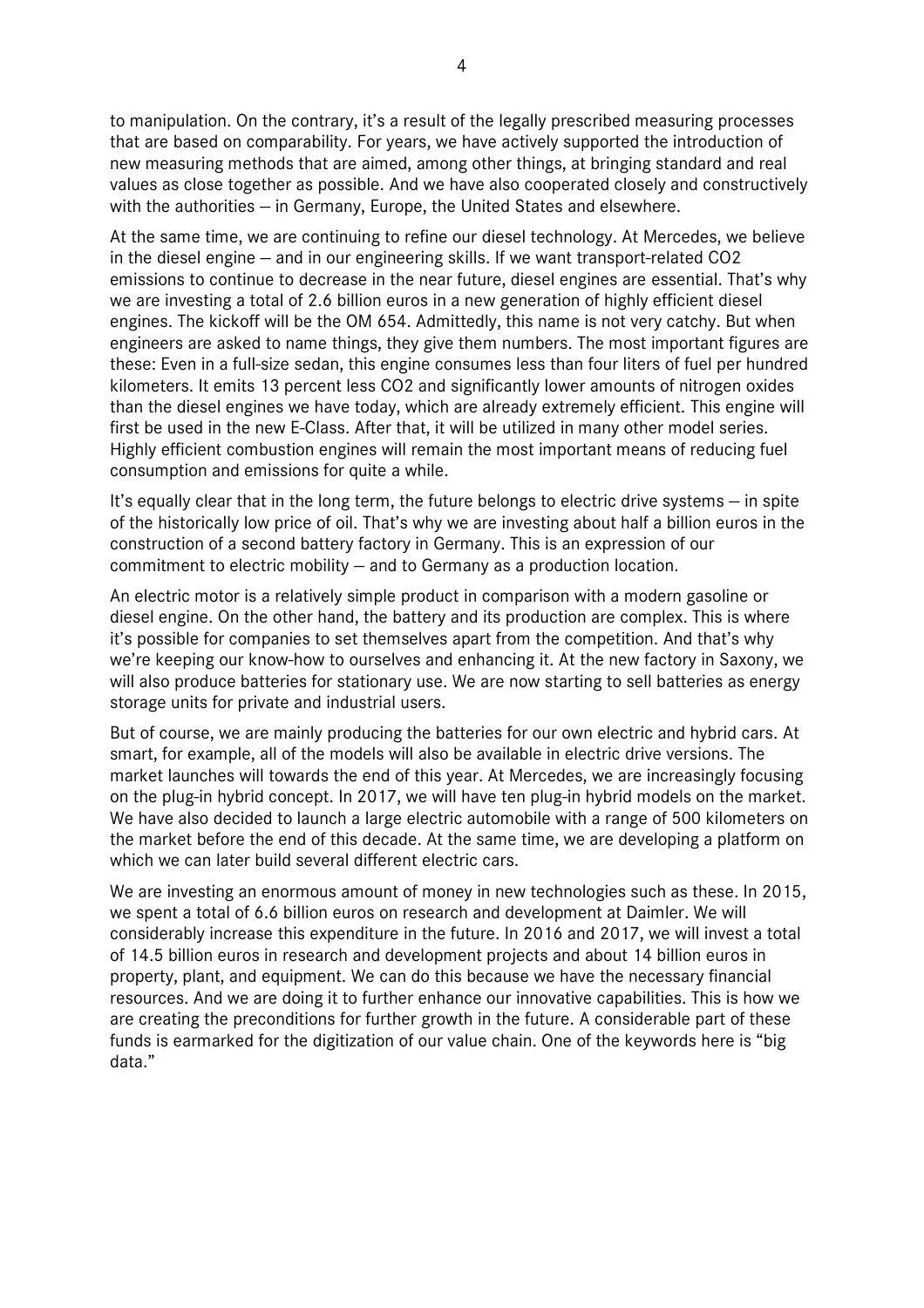to manipulation. On the contrary, it's a result of the legally prescribed measuring processes that are based on comparability. For years, we have actively supported the introduction of new measuring methods that are aimed, among other things, at bringing standard and real values as close together as possible. And we have also cooperated closely and constructively with the authorities – in Germany, Europe, the United States and elsewhere.

At the same time, we are continuing to refine our diesel technology. At Mercedes, we believe in the diesel engine – and in our engineering skills. If we want transport-related $CO_2$ emissions to continue to decrease in the near future, diesel engines are essential. That's why we are investing a total of 2.6 billion euros in a new generation of highly efficient diesel engines. The kickoff will be the OM 654. Admittedly, this name is not very catchy. But when engineers are asked to name things, they give them numbers. The most important figures are these: Even in a full-size sedan, this engine consumes less than four liters of fuel per hundred kilometers. It emits 13 percent less $CO_2$ and significantly lower amounts of nitrogen oxides than the diesel engines we have today, which are already extremely efficient. This engine will first be used in the new E-Class. After that, it will be utilized in many other model series. Highly efficient combustion engines will remain the most important means of reducing fuel consumption and emissions for quite a while.

It's equally clear that in the long term, the future belongs to electric drive systems – in spite of the historically low price of oil. That's why we are investing about half a billion euros in the construction of a second battery factory in Germany. This is an expression of our commitment to electric mobility – and to Germany as a production location.

An electric motor is a relatively simple product in comparison with a modern gasoline or diesel engine. On the other hand, the battery and its production are complex. This is where it's possible for companies to set themselves apart from the competition. And that's why we're keeping our know-how to ourselves and enhancing it. At the new factory in Saxony, we will also produce batteries for stationary use. We are now starting to sell batteries as energy storage units for private and industrial users.

But of course, we are mainly producing the batteries for our own electric and hybrid cars. At smart, for example, all of the models will also be available in electric drive versions. The market launches will towards the end of this year. At Mercedes, we are increasingly focusing on the plug-in hybrid concept. In 2017, we will have ten plug-in hybrid models on the market. We have also decided to launch a large electric automobile with a range of 500 kilometers on the market before the end of this decade. At the same time, we are developing a platform on which we can later build several different electric cars.

We are investing an enormous amount of money in new technologies such as these. In 2015, we spent a total of 6.6 billion euros on research and development at Daimler. We will considerably increase this expenditure in the future. In 2016 and 2017, we will invest a total of 14.5 billion euros in research and development projects and about 14 billion euros in property, plant, and equipment. We can do this because we have the necessary financial resources. And we are doing it to further enhance our innovative capabilities. This is how we are creating the preconditions for further growth in the future. A considerable part of these funds is earmarked for the digitization of our value chain. One of the keywords here is "big data."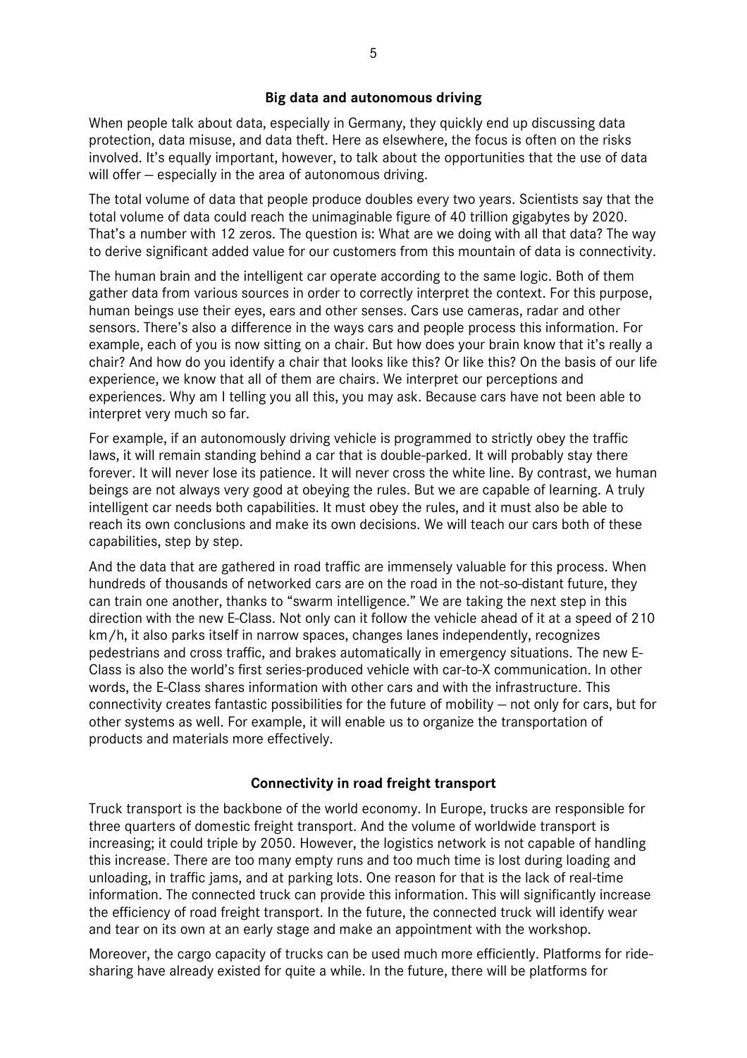## Big data and autonomous driving

When people talk about data, especially in Germany, they quickly end up discussing data protection, data misuse, and data theft. Here as elsewhere, the focus is often on the risks involved. It's equally important, however, to talk about the opportunities that the use of data will offer – especially in the area of autonomous driving.

The total volume of data that people produce doubles every two years. Scientists say that the total volume of data could reach the unimaginable figure of 40 trillion gigabytes by 2020. That's a number with 12 zeros. The question is: What are we doing with all that data? The way to derive significant added value for our customers from this mountain of data is connectivity.

The human brain and the intelligent car operate according to the same logic. Both of them gather data from various sources in order to correctly interpret the context. For this purpose, human beings use their eyes, ears and other senses. Cars use cameras, radar and other sensors. There's also a difference in the ways cars and people process this information. For example, each of you is now sitting on a chair. But how does your brain know that it's really a chair? And how do you identify a chair that looks like this? Or like this? On the basis of our life experience, we know that all of them are chairs. We interpret our perceptions and experiences. Why am I telling you all this, you may ask. Because cars have not been able to interpret very much so far.

For example, if an autonomously driving vehicle is programmed to strictly obey the traffic laws, it will remain standing behind a car that is double-parked. It will probably stay there forever. It will never lose its patience. It will never cross the white line. By contrast, we human beings are not always very good at obeying the rules. But we are capable of learning. A truly intelligent car needs both capabilities. It must obey the rules, and it must also be able to reach its own conclusions and make its own decisions. We will teach our cars both of these capabilities, step by step.

And the data that are gathered in road traffic are immensely valuable for this process. When hundreds of thousands of networked cars are on the road in the not-so-distant future, they can train one another, thanks to "swarm intelligence." We are taking the next step in this direction with the new E-Class. Not only can it follow the vehicle ahead of it at a speed of 210 km/h, it also parks itself in narrow spaces, changes lanes independently, recognizes pedestrians and cross traffic, and brakes automatically in emergency situations. The new E-Class is also the world's first series-produced vehicle with car-to-X communication. In other words, the E-Class shares information with other cars and with the infrastructure. This connectivity creates fantastic possibilities for the future of mobility – not only for cars, but for other systems as well. For example, it will enable us to organize the transportation of products and materials more effectively.

## Connectivity in road freight transport

Truck transport is the backbone of the world economy. In Europe, trucks are responsible for three quarters of domestic freight transport. And the volume of worldwide transport is increasing; it could triple by 2050. However, the logistics network is not capable of handling this increase. There are too many empty runs and too much time is lost during loading and unloading, in traffic jams, and at parking lots. One reason for that is the lack of real-time information. The connected truck can provide this information. This will significantly increase the efficiency of road freight transport. In the future, the connected truck will identify wear and tear on its own at an early stage and make an appointment with the workshop.

Moreover, the cargo capacity of trucks can be used much more efficiently. Platforms for ride-sharing have already existed for quite a while. In the future, there will be platforms for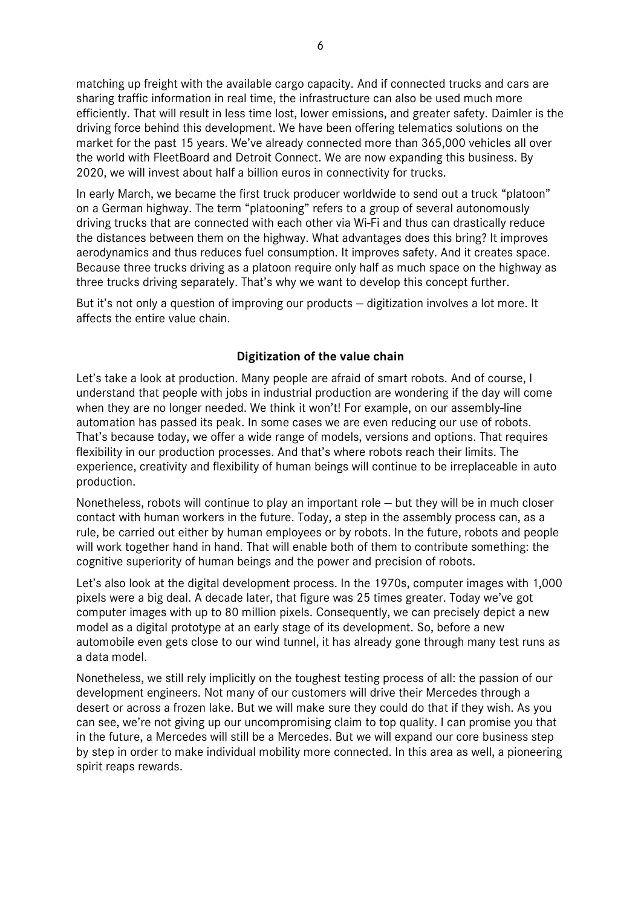matching up freight with the available cargo capacity. And if connected trucks and cars are sharing traffic information in real time, the infrastructure can also be used much more efficiently. That will result in less time lost, lower emissions, and greater safety. Daimler is the driving force behind this development. We have been offering telematics solutions on the market for the past 15 years. We've already connected more than 365,000 vehicles all over the world with FleetBoard and Detroit Connect. We are now expanding this business. By 2020, we will invest about half a billion euros in connectivity for trucks.

In early March, we became the first truck producer worldwide to send out a truck "platoon" on a German highway. The term "platooning" refers to a group of several autonomously driving trucks that are connected with each other via Wi-Fi and thus can drastically reduce the distances between them on the highway. What advantages does this bring? It improves aerodynamics and thus reduces fuel consumption. It improves safety. And it creates space. Because three trucks driving as a platoon require only half as much space on the highway as three trucks driving separately. That's why we want to develop this concept further.

But it's not only a question of improving our products – digitization involves a lot more. It affects the entire value chain.

## Digitization of the value chain

Let's take a look at production. Many people are afraid of smart robots. And of course, I understand that people with jobs in industrial production are wondering if the day will come when they are no longer needed. We think it won't! For example, on our assembly-line automation has passed its peak. In some cases we are even reducing our use of robots. That's because today, we offer a wide range of models, versions and options. That requires flexibility in our production processes. And that's where robots reach their limits. The experience, creativity and flexibility of human beings will continue to be irreplaceable in auto production.

Nonetheless, robots will continue to play an important role – but they will be in much closer contact with human workers in the future. Today, a step in the assembly process can, as a rule, be carried out either by human employees or by robots. In the future, robots and people will work together hand in hand. That will enable both of them to contribute something: the cognitive superiority of human beings and the power and precision of robots.

Let's also look at the digital development process. In the 1970s, computer images with 1,000 pixels were a big deal. A decade later, that figure was 25 times greater. Today we've got computer images with up to 80 million pixels. Consequently, we can precisely depict a new model as a digital prototype at an early stage of its development. So, before a new automobile even gets close to our wind tunnel, it has already gone through many test runs as a data model.

Nonetheless, we still rely implicitly on the toughest testing process of all: the passion of our development engineers. Not many of our customers will drive their Mercedes through a desert or across a frozen lake. But we will make sure they could do that if they wish. As you can see, we're not giving up our uncompromising claim to top quality. I can promise you that in the future, a Mercedes will still be a Mercedes. But we will expand our core business step by step in order to make individual mobility more connected. In this area as well, a pioneering spirit reaps rewards.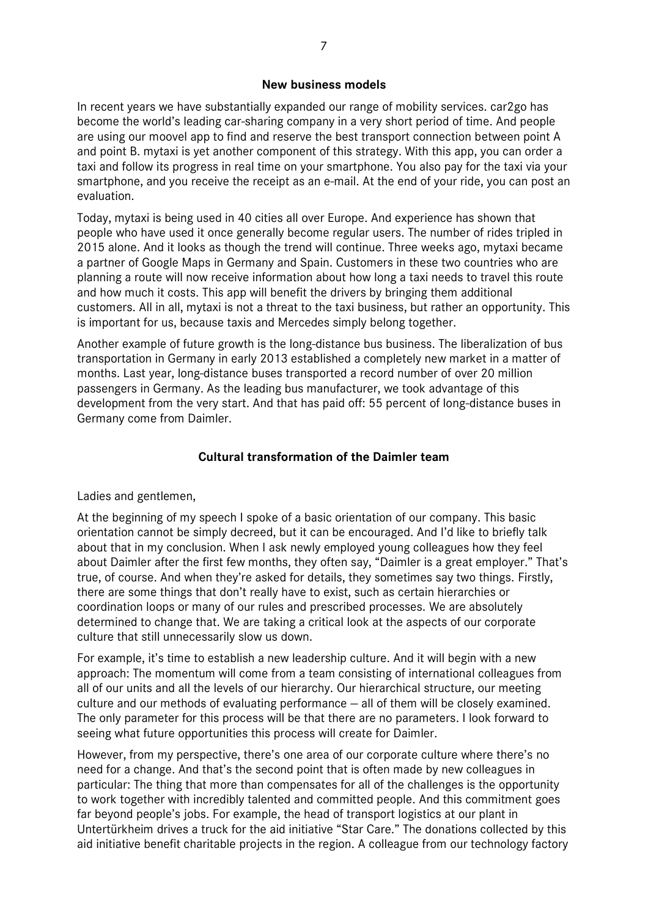## New business models

In recent years we have substantially expanded our range of mobility services. car2go has become the world's leading car-sharing company in a very short period of time. And people are using our moovel app to find and reserve the best transport connection between point A and point B. mytaxi is yet another component of this strategy. With this app, you can order a taxi and follow its progress in real time on your smartphone. You also pay for the taxi via your smartphone, and you receive the receipt as an e-mail. At the end of your ride, you can post an evaluation.

Today, mytaxi is being used in 40 cities all over Europe. And experience has shown that people who have used it once generally become regular users. The number of rides tripled in 2015 alone. And it looks as though the trend will continue. Three weeks ago, mytaxi became a partner of Google Maps in Germany and Spain. Customers in these two countries who are planning a route will now receive information about how long a taxi needs to travel this route and how much it costs. This app will benefit the drivers by bringing them additional customers. All in all, mytaxi is not a threat to the taxi business, but rather an opportunity. This is important for us, because taxis and Mercedes simply belong together.

Another example of future growth is the long-distance bus business. The liberalization of bus transportation in Germany in early 2013 established a completely new market in a matter of months. Last year, long-distance buses transported a record number of over 20 million passengers in Germany. As the leading bus manufacturer, we took advantage of this development from the very start. And that has paid off: 55 percent of long-distance buses in Germany come from Daimler.

## Cultural transformation of the Daimler team

Ladies and gentlemen,

At the beginning of my speech I spoke of a basic orientation of our company. This basic orientation cannot be simply decreed, but it can be encouraged. And I'd like to briefly talk about that in my conclusion. When I ask newly employed young colleagues how they feel about Daimler after the first few months, they often say, "Daimler is a great employer." That's true, of course. And when they're asked for details, they sometimes say two things. Firstly, there are some things that don't really have to exist, such as certain hierarchies or coordination loops or many of our rules and prescribed processes. We are absolutely determined to change that. We are taking a critical look at the aspects of our corporate culture that still unnecessarily slow us down.

For example, it's time to establish a new leadership culture. And it will begin with a new approach: The momentum will come from a team consisting of international colleagues from all of our units and all the levels of our hierarchy. Our hierarchical structure, our meeting culture and our methods of evaluating performance – all of them will be closely examined. The only parameter for this process will be that there are no parameters. I look forward to seeing what future opportunities this process will create for Daimler.

However, from my perspective, there's one area of our corporate culture where there's no need for a change. And that's the second point that is often made by new colleagues in particular: The thing that more than compensates for all of the challenges is the opportunity to work together with incredibly talented and committed people. And this commitment goes far beyond people's jobs. For example, the head of transport logistics at our plant in Untertürkheim drives a truck for the aid initiative "Star Care." The donations collected by this aid initiative benefit charitable projects in the region. A colleague from our technology factory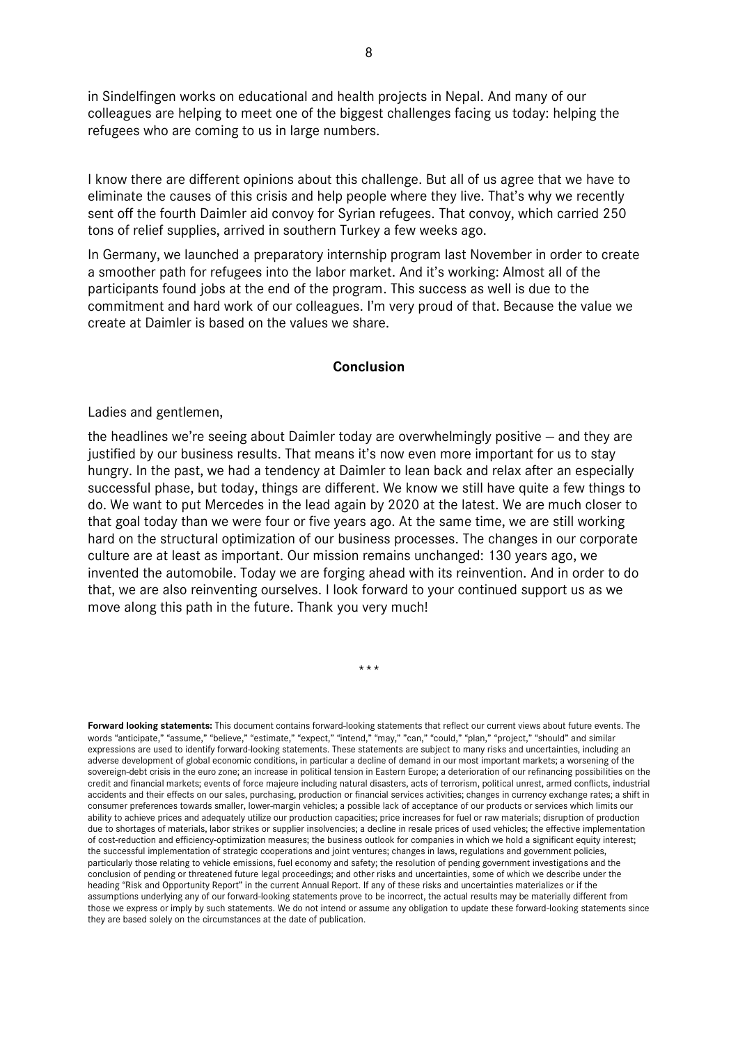in Sindelfingen works on educational and health projects in Nepal. And many of our colleagues are helping to meet one of the biggest challenges facing us today: helping the refugees who are coming to us in large numbers.

I know there are different opinions about this challenge. But all of us agree that we have to eliminate the causes of this crisis and help people where they live. That's why we recently sent off the fourth Daimler aid convoy for Syrian refugees. That convoy, which carried 250 tons of relief supplies, arrived in southern Turkey a few weeks ago.

In Germany, we launched a preparatory internship program last November in order to create a smoother path for refugees into the labor market. And it's working: Almost all of the participants found jobs at the end of the program. This success as well is due to the commitment and hard work of our colleagues. I'm very proud of that. Because the value we create at Daimler is based on the values we share.

## Conclusion

Ladies and gentlemen,

the headlines we're seeing about Daimler today are overwhelmingly positive – and they are justified by our business results. That means it's now even more important for us to stay hungry. In the past, we had a tendency at Daimler to lean back and relax after an especially successful phase, but today, things are different. We know we still have quite a few things to do. We want to put Mercedes in the lead again by 2020 at the latest. We are much closer to that goal today than we were four or five years ago. At the same time, we are still working hard on the structural optimization of our business processes. The changes in our corporate culture are at least as important. Our mission remains unchanged: 130 years ago, we invented the automobile. Today we are forging ahead with its reinvention. And in order to do that, we are also reinventing ourselves. I look forward to your continued support us as we move along this path in the future. Thank you very much!

\* \* \*

**Forward looking statements:** This document contains forward-looking statements that reflect our current views about future events. The words "anticipate," "assume," "believe," "estimate," "expect," "intend," "may," "can," "could," "plan," "project," "should" and similar expressions are used to identify forward-looking statements. These statements are subject to many risks and uncertainties, including an adverse development of global economic conditions, in particular a decline of demand in our most important markets; a worsening of the sovereign-debt crisis in the euro zone; an increase in political tension in Eastern Europe; a deterioration of our refinancing possibilities on the credit and financial markets; events of force majeure including natural disasters, acts of terrorism, political unrest, armed conflicts, industrial accidents and their effects on our sales, purchasing, production or financial services activities; changes in currency exchange rates; a shift in consumer preferences towards smaller, lower-margin vehicles; a possible lack of acceptance of our products or services which limits our ability to achieve prices and adequately utilize our production capacities; price increases for fuel or raw materials; disruption of production due to shortages of materials, labor strikes or supplier insolvencies; a decline in resale prices of used vehicles; the effective implementation of cost-reduction and efficiency-optimization measures; the business outlook for companies in which we hold a significant equity interest; the successful implementation of strategic cooperations and joint ventures; changes in laws, regulations and government policies, particularly those relating to vehicle emissions, fuel economy and safety; the resolution of pending government investigations and the conclusion of pending or threatened future legal proceedings; and other risks and uncertainties, some of which we describe under the heading "Risk and Opportunity Report" in the current Annual Report. If any of these risks and uncertainties materializes or if the assumptions underlying any of our forward-looking statements prove to be incorrect, the actual results may be materially different from those we express or imply by such statements. We do not intend or assume any obligation to update these forward-looking statements since they are based solely on the circumstances at the date of publication.